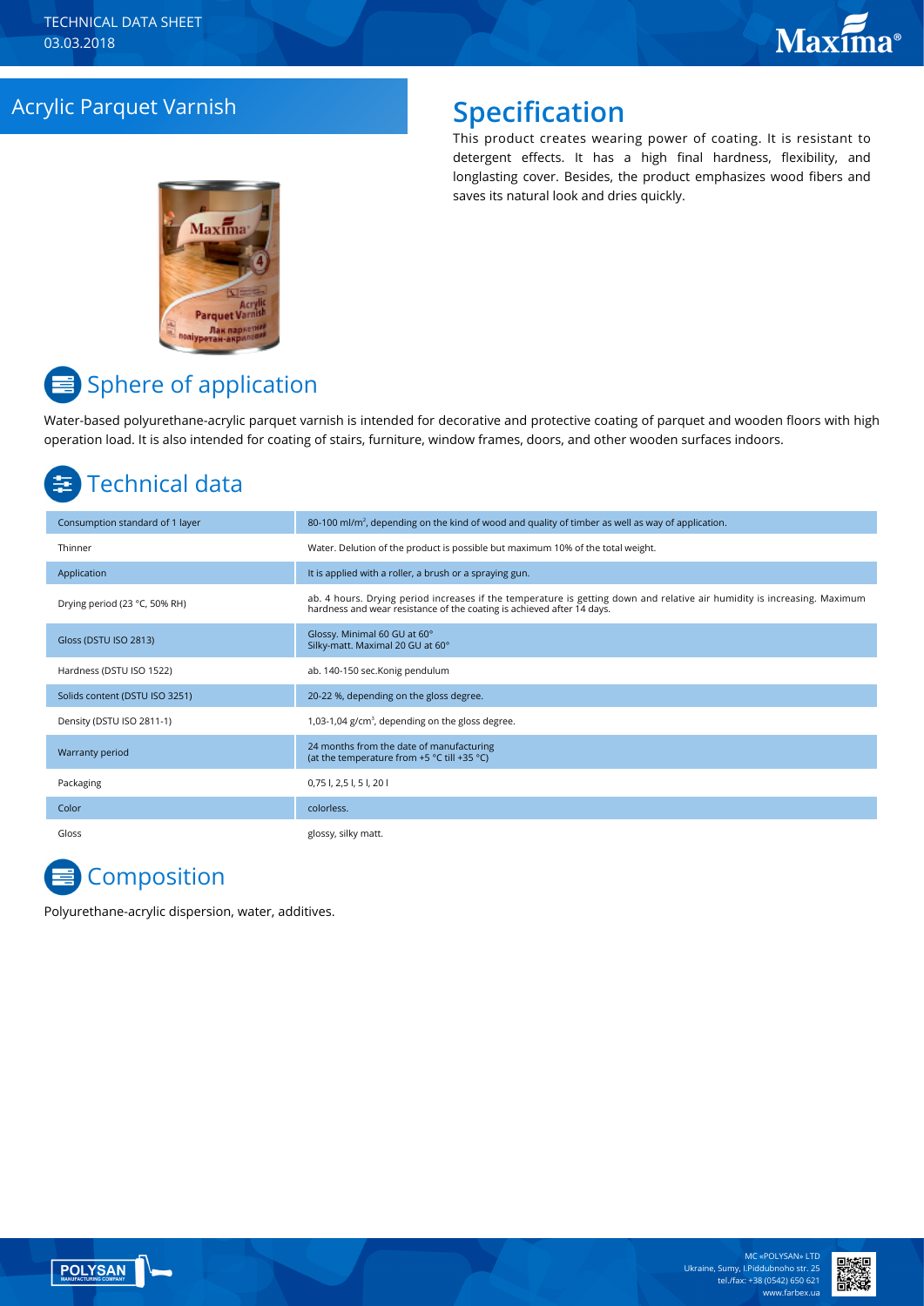TECHNICAL DATA SHEET
03.03.2018

# Acrylic Parquet Varnish

## Specification

This product creates wearing power of coating. It is resistant to detergent effects. It has a high final hardness, flexibility, and longlasting cover. Besides, the product emphasizes wood fibers and saves its natural look and dries quickly.

## Sphere of application

Water-based polyurethane-acrylic parquet varnish is intended for decorative and protective coating of parquet and wooden floors with high operation load. It is also intended for coating of stairs, furniture, window frames, doors, and other wooden surfaces indoors.

## Technical data

| | |
|---|---|
| Consumption standard of 1 layer | 80-100 ml/m², depending on the kind of wood and quality of timber as well as way of application. |
| Thinner | Water. Delution of the product is possible but maximum 10% of the total weight. |
| Application | It is applied with a roller, a brush or a spraying gun. |
| Drying period (23 °C, 50% RH) | ab. 4 hours. Drying period increases if the temperature is getting down and relative air humidity is increasing. Maximum hardness and wear resistance of the coating is achieved after 14 days. |
| Gloss (DSTU ISO 2813) | Glossy. Minimal 60 GU at 60°<br>Silky-matt. Maximal 20 GU at 60° |
| Hardness (DSTU ISO 1522) | ab. 140-150 sec.Konig pendulum |
| Solids content (DSTU ISO 3251) | 20-22 %, depending on the gloss degree. |
| Density (DSTU ISO 2811-1) | 1,03-1,04 g/cm³, depending on the gloss degree. |
| Warranty period | 24 months from the date of manufacturing<br>(at the temperature from +5 °C till +35 °C) |
| Packaging | 0,75 l, 2,5 l, 5 l, 20 l |
| Color | colorless. |
| Gloss | glossy, silky matt. |

## Composition

Polyurethane-acrylic dispersion, water, additives.

MC «POLYSAN» LTD
Ukraine, Sumy, I.Piddubnoho str. 25
tel./fax: +38 (0542) 650 621
www.farbex.ua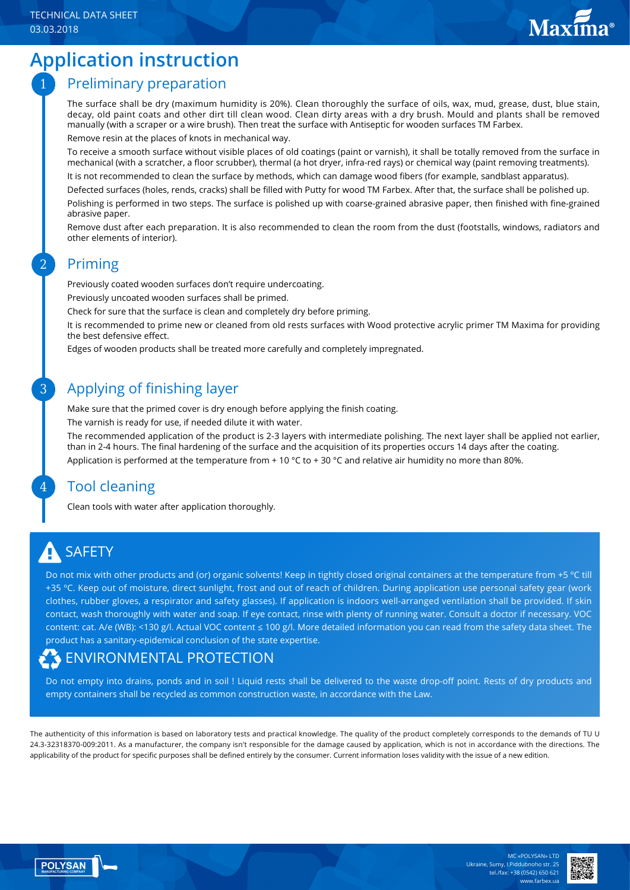# Application instruction

## 1 Preliminary preparation

The surface shall be dry (maximum humidity is 20%). Clean thoroughly the surface of oils, wax, mud, grease, dust, blue stain, decay, old paint coats and other dirt till clean wood. Clean dirty areas with a dry brush. Mould and plants shall be removed manually (with a scraper or a wire brush). Then treat the surface with Antiseptic for wooden surfaces TM Farbex.

Remove resin at the places of knots in mechanical way.

To receive a smooth surface without visible places of old coatings (paint or varnish), it shall be totally removed from the surface in mechanical (with a scratcher, a floor scrubber), thermal (a hot dryer, infra-red rays) or chemical way (paint removing treatments).

It is not recommended to clean the surface by methods, which can damage wood fibers (for example, sandblast apparatus).

Defected surfaces (holes, rends, cracks) shall be filled with Putty for wood TM Farbex. After that, the surface shall be polished up.

Polishing is performed in two steps. The surface is polished up with coarse-grained abrasive paper, then finished with fine-grained abrasive paper.

Remove dust after each preparation. It is also recommended to clean the room from the dust (footstalls, windows, radiators and other elements of interior).

## 2 Priming

Previously coated wooden surfaces don't require undercoating.

Previously uncoated wooden surfaces shall be primed.

Check for sure that the surface is clean and completely dry before priming.

It is recommended to prime new or cleaned from old rests surfaces with Wood protective acrylic primer TM Maxima for providing the best defensive effect.

Edges of wooden products shall be treated more carefully and completely impregnated.

## 3 Applying of finishing layer

Make sure that the primed cover is dry enough before applying the finish coating.

The varnish is ready for use, if needed dilute it with water.

The recommended application of the product is 2-3 layers with intermediate polishing. The next layer shall be applied not earlier, than in 2-4 hours. The final hardening of the surface and the acquisition of its properties occurs 14 days after the coating.

Application is performed at the temperature from + 10 °C to + 30 °C and relative air humidity no more than 80%.

## 4 Tool cleaning

Clean tools with water after application thoroughly.

## SAFETY

Do not mix with other products and (or) organic solvents! Keep in tightly closed original containers at the temperature from +5 °C till +35 °C. Keep out of moisture, direct sunlight, frost and out of reach of children. During application use personal safety gear (work clothes, rubber gloves, a respirator and safety glasses). If application is indoors well-arranged ventilation shall be provided. If skin contact, wash thoroughly with water and soap. If eye contact, rinse with plenty of running water. Consult a doctor if necessary. VOC content: cat. A/e (WB): <130 g/l. Actual VOC content ≤ 100 g/l. More detailed information you can read from the safety data sheet. The product has a sanitary-epidemical conclusion of the state expertise.

## ENVIRONMENTAL PROTECTION

Do not empty into drains, ponds and in soil ! Liquid rests shall be delivered to the waste drop-off point. Rests of dry products and empty containers shall be recycled as common construction waste, in accordance with the Law.

The authenticity of this information is based on laboratory tests and practical knowledge. The quality of the product completely corresponds to the demands of TU U 24.3-32318370-009:2011. As a manufacturer, the company isn't responsible for the damage caused by application, which is not in accordance with the directions. The applicability of the product for specific purposes shall be defined entirely by the consumer. Current information loses validity with the issue of a new edition.

MC «POLYSAN» LTD
Ukraine, Sumy, I.Piddubnoho str. 25
tel./fax: +38 (0542) 650 621
www.farbex.ua